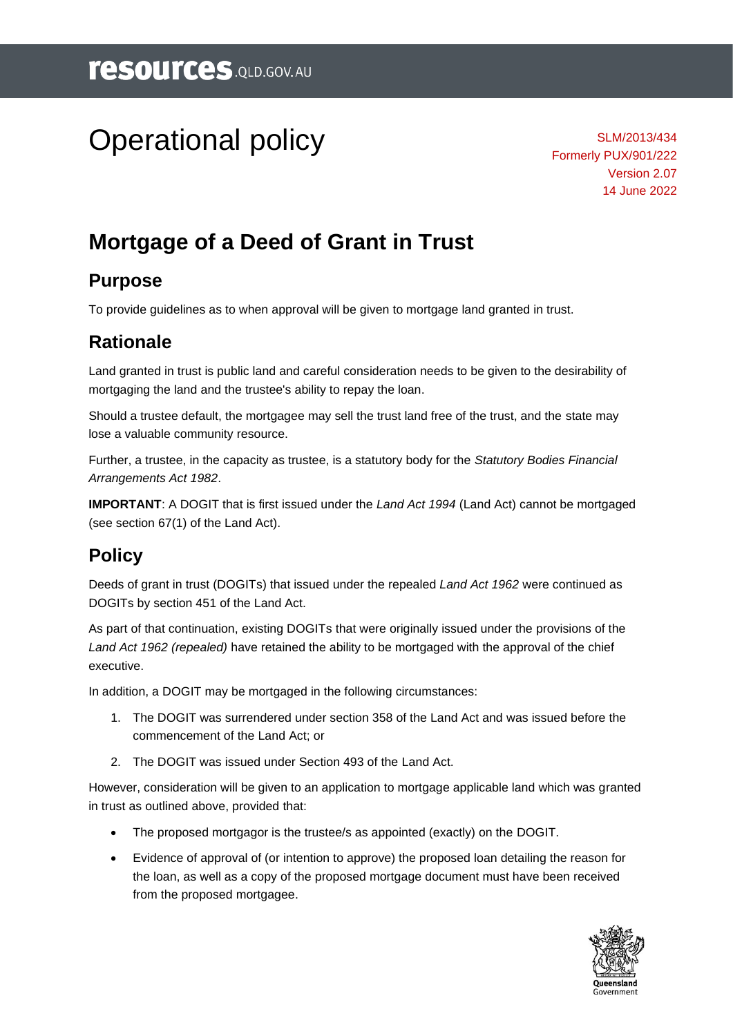# Operational policy

SLM/2013/434
Formerly PUX/901/222
Version 2.07
14 June 2022

## Mortgage of a Deed of Grant in Trust

### Purpose

To provide guidelines as to when approval will be given to mortgage land granted in trust.

### Rationale

Land granted in trust is public land and careful consideration needs to be given to the desirability of mortgaging the land and the trustee's ability to repay the loan.

Should a trustee default, the mortgagee may sell the trust land free of the trust, and the state may lose a valuable community resource.

Further, a trustee, in the capacity as trustee, is a statutory body for the *Statutory Bodies Financial Arrangements Act 1982*.

**IMPORTANT**: A DOGIT that is first issued under the *Land Act 1994* (Land Act) cannot be mortgaged (see section 67(1) of the Land Act).

### Policy

Deeds of grant in trust (DOGITs) that issued under the repealed *Land Act 1962* were continued as DOGITs by section 451 of the Land Act.

As part of that continuation, existing DOGITs that were originally issued under the provisions of the *Land Act 1962 (repealed)* have retained the ability to be mortgaged with the approval of the chief executive.

In addition, a DOGIT may be mortgaged in the following circumstances:

1. The DOGIT was surrendered under section 358 of the Land Act and was issued before the commencement of the Land Act; or
2. The DOGIT was issued under Section 493 of the Land Act.

However, consideration will be given to an application to mortgage applicable land which was granted in trust as outlined above, provided that:

- The proposed mortgagor is the trustee/s as appointed (exactly) on the DOGIT.
- Evidence of approval of (or intention to approve) the proposed loan detailing the reason for the loan, as well as a copy of the proposed mortgage document must have been received from the proposed mortgagee.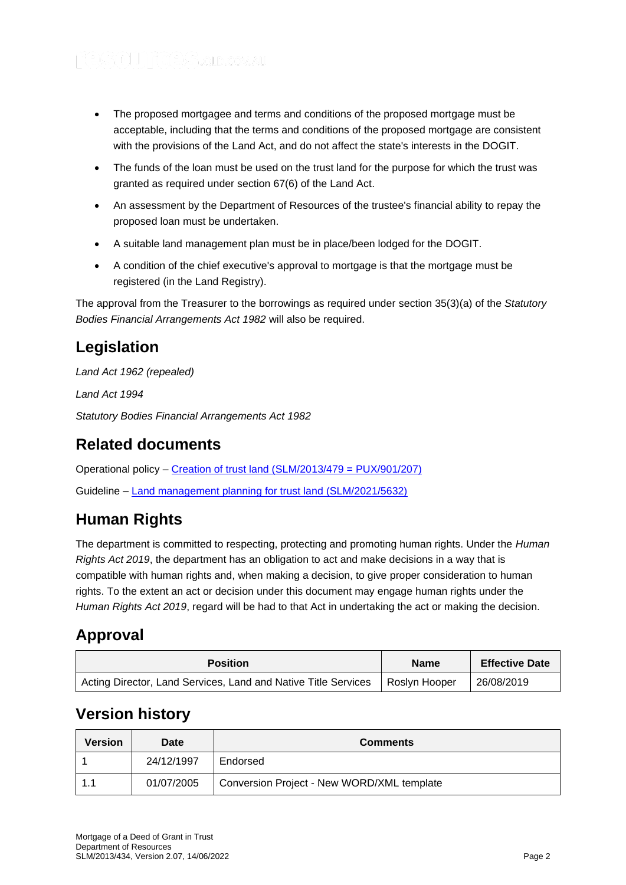- The proposed mortgagee and terms and conditions of the proposed mortgage must be acceptable, including that the terms and conditions of the proposed mortgage are consistent with the provisions of the Land Act, and do not affect the state's interests in the DOGIT.
- The funds of the loan must be used on the trust land for the purpose for which the trust was granted as required under section 67(6) of the Land Act.
- An assessment by the Department of Resources of the trustee's financial ability to repay the proposed loan must be undertaken.
- A suitable land management plan must be in place/been lodged for the DOGIT.
- A condition of the chief executive's approval to mortgage is that the mortgage must be registered (in the Land Registry).

The approval from the Treasurer to the borrowings as required under section 35(3)(a) of the *Statutory Bodies Financial Arrangements Act 1982* will also be required.

## Legislation

*Land Act 1962 (repealed)*

*Land Act 1994*

*Statutory Bodies Financial Arrangements Act 1982*

## Related documents

Operational policy – [Creation of trust land (SLM/2013/479 = PUX/901/207)]()

Guideline – [Land management planning for trust land (SLM/2021/5632)]()

## Human Rights

The department is committed to respecting, protecting and promoting human rights. Under the *Human Rights Act 2019*, the department has an obligation to act and make decisions in a way that is compatible with human rights and, when making a decision, to give proper consideration to human rights. To the extent an act or decision under this document may engage human rights under the *Human Rights Act 2019*, regard will be had to that Act in undertaking the act or making the decision.

## Approval

| Position | Name | Effective Date |
|---|---|---|
| Acting Director, Land Services, Land and Native Title Services | Roslyn Hooper | 26/08/2019 |

## Version history

| Version | Date | Comments |
|---|---|---|
| 1 | 24/12/1997 | Endorsed |
| 1.1 | 01/07/2005 | Conversion Project - New WORD/XML template |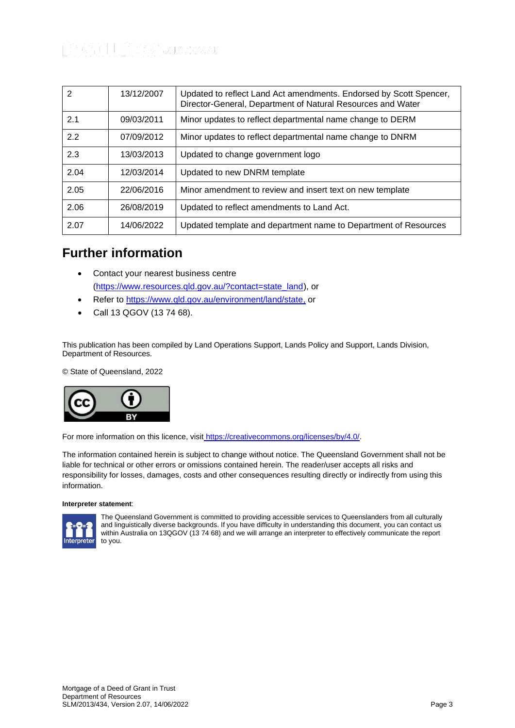| | | |
|---|---|---|
| 2 | 13/12/2007 | Updated to reflect Land Act amendments. Endorsed by Scott Spencer, Director-General, Department of Natural Resources and Water |
| 2.1 | 09/03/2011 | Minor updates to reflect departmental name change to DERM |
| 2.2 | 07/09/2012 | Minor updates to reflect departmental name change to DNRM |
| 2.3 | 13/03/2013 | Updated to change government logo |
| 2.04 | 12/03/2014 | Updated to new DNRM template |
| 2.05 | 22/06/2016 | Minor amendment to review and insert text on new template |
| 2.06 | 26/08/2019 | Updated to reflect amendments to Land Act. |
| 2.07 | 14/06/2022 | Updated template and department name to Department of Resources |

## Further information

- Contact your nearest business centre (https://www.resources.qld.gov.au/?contact=state_land), or
- Refer to https://www.qld.gov.au/environment/land/state, or
- Call 13 QGOV (13 74 68).

This publication has been compiled by Land Operations Support, Lands Policy and Support, Lands Division, Department of Resources.

© State of Queensland, 2022

For more information on this licence, visit https://creativecommons.org/licenses/by/4.0/.

The information contained herein is subject to change without notice. The Queensland Government shall not be liable for technical or other errors or omissions contained herein. The reader/user accepts all risks and responsibility for losses, damages, costs and other consequences resulting directly or indirectly from using this information.

**Interpreter statement**:

The Queensland Government is committed to providing accessible services to Queenslanders from all culturally and linguistically diverse backgrounds. If you have difficulty in understanding this document, you can contact us within Australia on 13QGOV (13 74 68) and we will arrange an interpreter to effectively communicate the report to you.